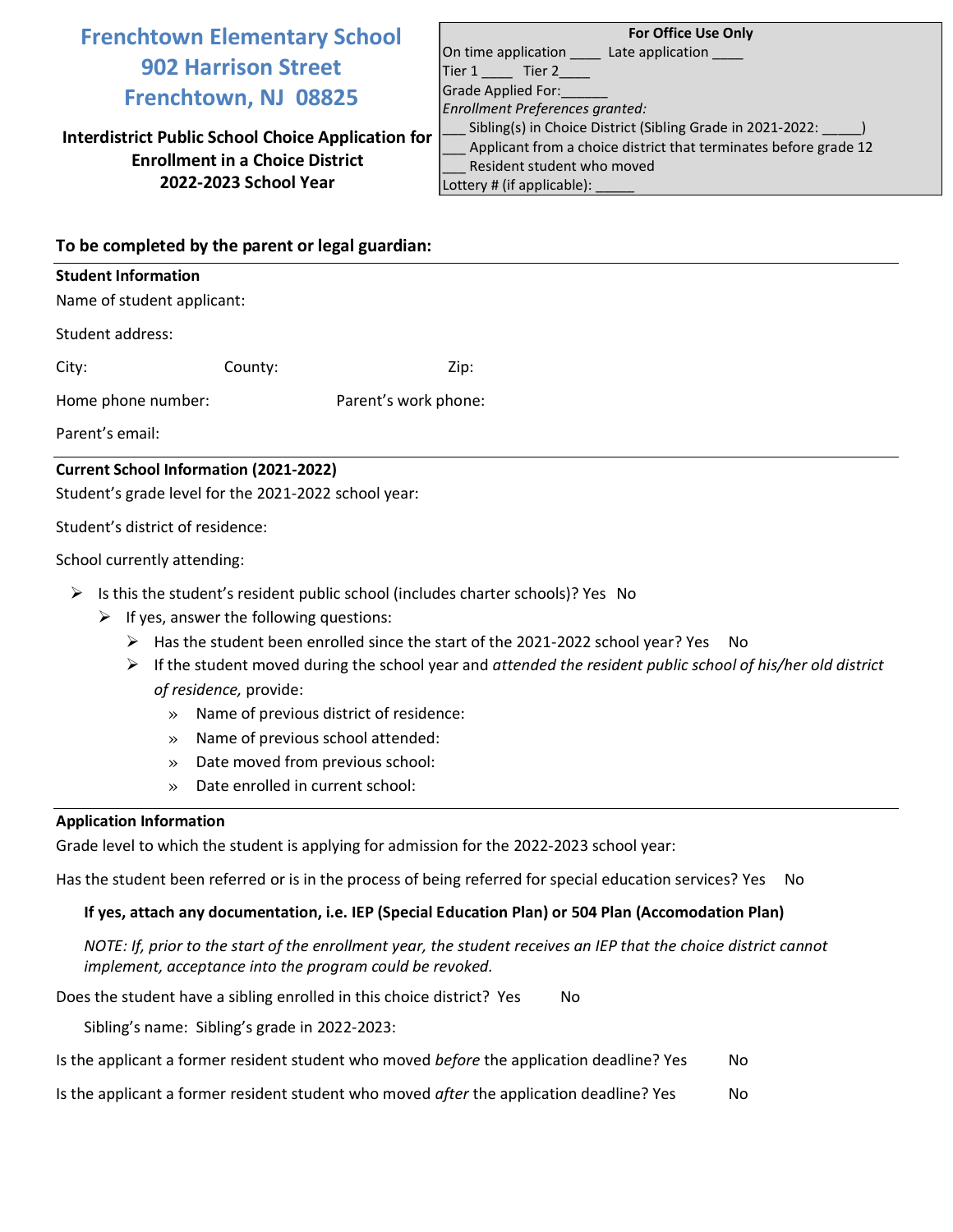# Frenchtown Elementary School
## 902 Harrison Street
## Frenchtown, NJ 08825

**Interdistrict Public School Choice Application for Enrollment in a Choice District**
**2022-2023 School Year**

**For Office Use Only**
On time application ____ Late application ____
Tier 1 ____ Tier 2____
Grade Applied For:______
*Enrollment Preferences granted:*
___ Sibling(s) in Choice District (Sibling Grade in 2021-2022: _____)
___ Applicant from a choice district that terminates before grade 12
___ Resident student who moved
Lottery # (if applicable): _____

### To be completed by the parent or legal guardian:

**Student Information**

Name of student applicant:

Student address:

City: County: Zip:

Home phone number: Parent's work phone:

Parent's email:

**Current School Information (2021-2022)**

Student's grade level for the 2021-2022 school year:

Student's district of residence:

School currently attending:

- Is this the student's resident public school (includes charter schools)? Yes No
  - If yes, answer the following questions:
    - Has the student been enrolled since the start of the 2021-2022 school year? Yes No
    - If the student moved during the school year and *attended the resident public school of his/her old district of residence,* provide:
      - Name of previous district of residence:
      - Name of previous school attended:
      - Date moved from previous school:
      - Date enrolled in current school:

**Application Information**

Grade level to which the student is applying for admission for the 2022-2023 school year:

Has the student been referred or is in the process of being referred for special education services? Yes No

**If yes, attach any documentation, i.e. IEP (Special Education Plan) or 504 Plan (Accomodation Plan)**

*NOTE: If, prior to the start of the enrollment year, the student receives an IEP that the choice district cannot implement, acceptance into the program could be revoked.*

Does the student have a sibling enrolled in this choice district? Yes No

Sibling's name: Sibling's grade in 2022-2023:

Is the applicant a former resident student who moved *before* the application deadline? Yes No

Is the applicant a former resident student who moved *after* the application deadline? Yes No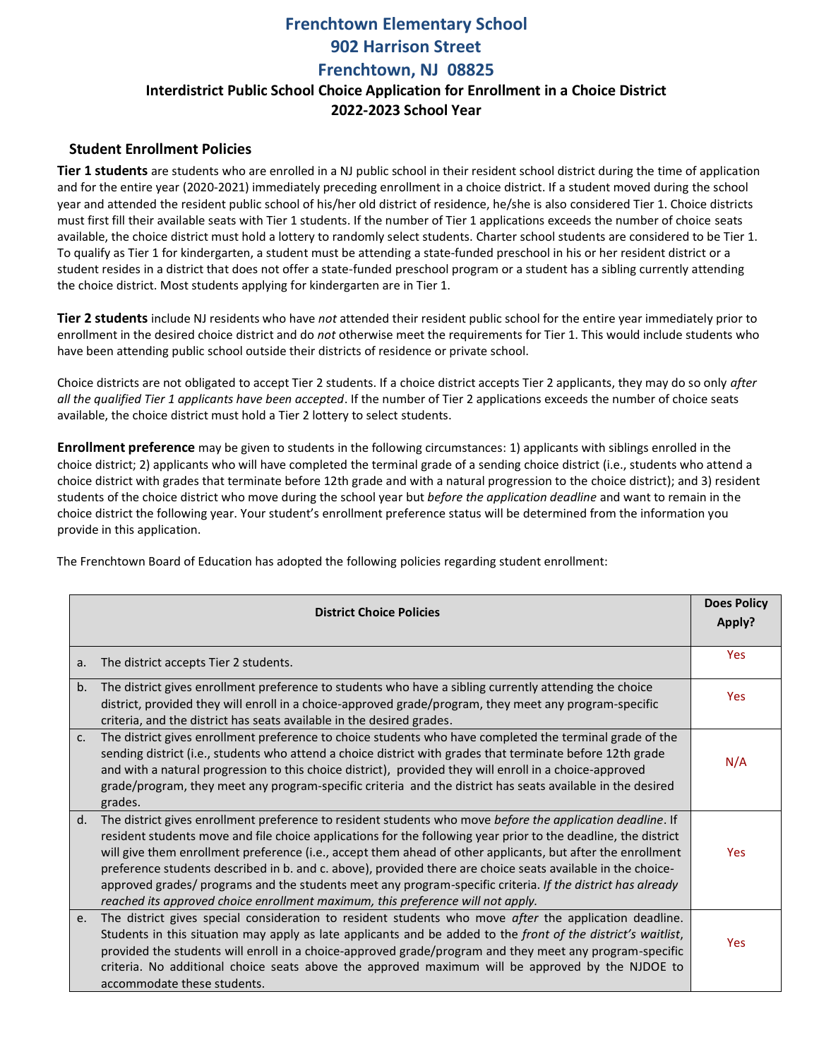# Frenchtown Elementary School
# 902 Harrison Street
# Frenchtown, NJ 08825

**Interdistrict Public School Choice Application for Enrollment in a Choice District**
**2022-2023 School Year**

## Student Enrollment Policies

**Tier 1 students** are students who are enrolled in a NJ public school in their resident school district during the time of application and for the entire year (2020-2021) immediately preceding enrollment in a choice district. If a student moved during the school year and attended the resident public school of his/her old district of residence, he/she is also considered Tier 1. Choice districts must first fill their available seats with Tier 1 students. If the number of Tier 1 applications exceeds the number of choice seats available, the choice district must hold a lottery to randomly select students. Charter school students are considered to be Tier 1. To qualify as Tier 1 for kindergarten, a student must be attending a state-funded preschool in his or her resident district or a student resides in a district that does not offer a state-funded preschool program or a student has a sibling currently attending the choice district. Most students applying for kindergarten are in Tier 1.

**Tier 2 students** include NJ residents who have *not* attended their resident public school for the entire year immediately prior to enrollment in the desired choice district and do *not* otherwise meet the requirements for Tier 1. This would include students who have been attending public school outside their districts of residence or private school.

Choice districts are not obligated to accept Tier 2 students. If a choice district accepts Tier 2 applicants, they may do so only *after all the qualified Tier 1 applicants have been accepted*. If the number of Tier 2 applications exceeds the number of choice seats available, the choice district must hold a Tier 2 lottery to select students.

**Enrollment preference** may be given to students in the following circumstances: 1) applicants with siblings enrolled in the choice district; 2) applicants who will have completed the terminal grade of a sending choice district (i.e., students who attend a choice district with grades that terminate before 12th grade and with a natural progression to the choice district); and 3) resident students of the choice district who move during the school year but *before the application deadline* and want to remain in the choice district the following year. Your student's enrollment preference status will be determined from the information you provide in this application.

The Frenchtown Board of Education has adopted the following policies regarding student enrollment:

| | District Choice Policies | Does Policy Apply? |
|---|---|---|
| a. | The district accepts Tier 2 students. | Yes |
| b. | The district gives enrollment preference to students who have a sibling currently attending the choice district, provided they will enroll in a choice-approved grade/program, they meet any program-specific criteria, and the district has seats available in the desired grades. | Yes |
| c. | The district gives enrollment preference to choice students who have completed the terminal grade of the sending district (i.e., students who attend a choice district with grades that terminate before 12th grade and with a natural progression to this choice district), provided they will enroll in a choice-approved grade/program, they meet any program-specific criteria and the district has seats available in the desired grades. | N/A |
| d. | The district gives enrollment preference to resident students who move *before the application deadline*. If resident students move and file choice applications for the following year prior to the deadline, the district will give them enrollment preference (i.e., accept them ahead of other applicants, but after the enrollment preference students described in b. and c. above), provided there are choice seats available in the choice-approved grades/ programs and the students meet any program-specific criteria. *If the district has already reached its approved choice enrollment maximum, this preference will not apply.* | Yes |
| e. | The district gives special consideration to resident students who move *after* the application deadline. Students in this situation may apply as late applicants and be added to the *front of the district's waitlist*, provided the students will enroll in a choice-approved grade/program and they meet any program-specific criteria. No additional choice seats above the approved maximum will be approved by the NJDOE to accommodate these students. | Yes |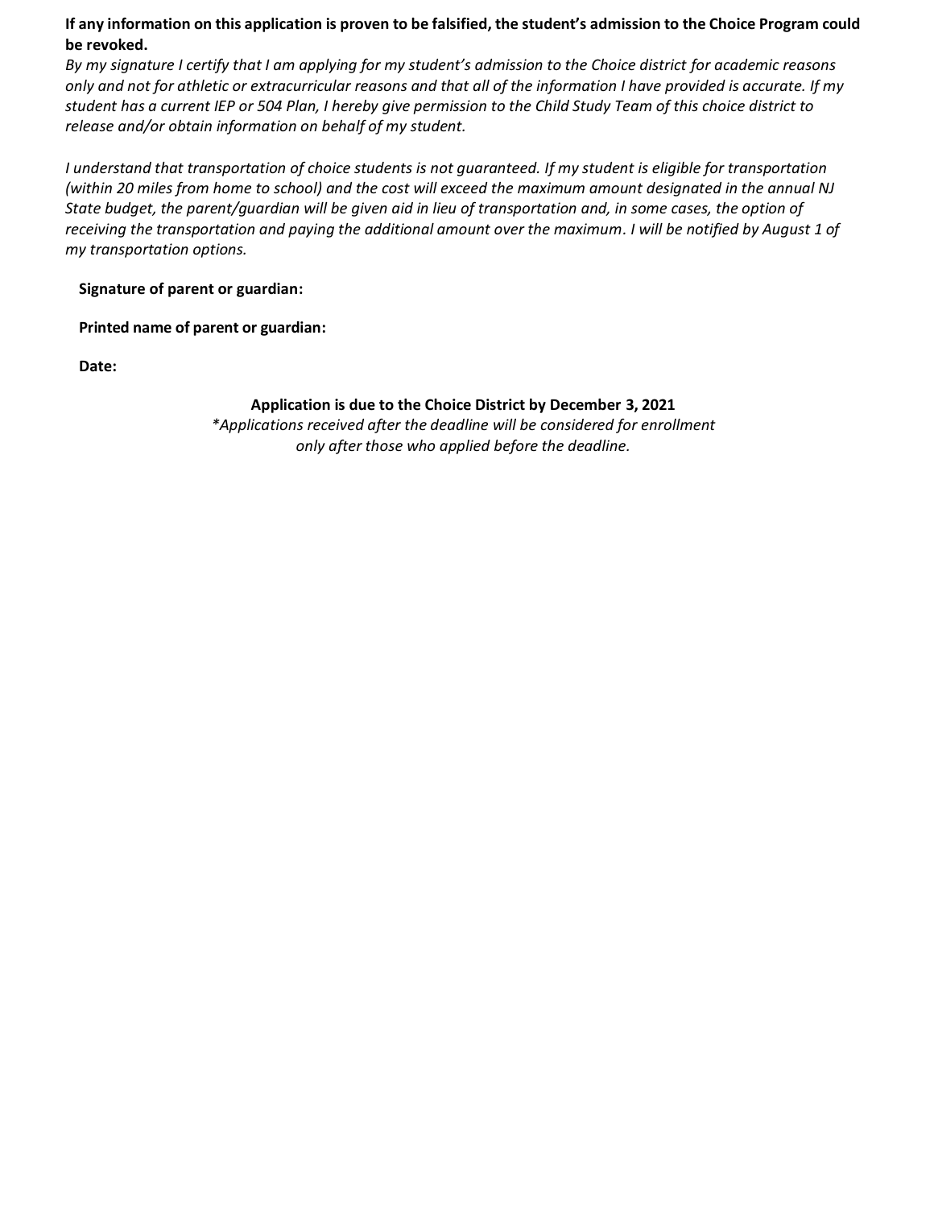**If any information on this application is proven to be falsified, the student's admission to the Choice Program could be revoked.**

*By my signature I certify that I am applying for my student's admission to the Choice district for academic reasons only and not for athletic or extracurricular reasons and that all of the information I have provided is accurate. If my student has a current IEP or 504 Plan, I hereby give permission to the Child Study Team of this choice district to release and/or obtain information on behalf of my student.*

*I understand that transportation of choice students is not guaranteed. If my student is eligible for transportation (within 20 miles from home to school) and the cost will exceed the maximum amount designated in the annual NJ State budget, the parent/guardian will be given aid in lieu of transportation and, in some cases, the option of receiving the transportation and paying the additional amount over the maximum. I will be notified by August 1 of my transportation options.*

**Signature of parent or guardian:**

**Printed name of parent or guardian:**

**Date:**

**Application is due to the Choice District by December 3, 2021**

*\*Applications received after the deadline will be considered for enrollment only after those who applied before the deadline.*